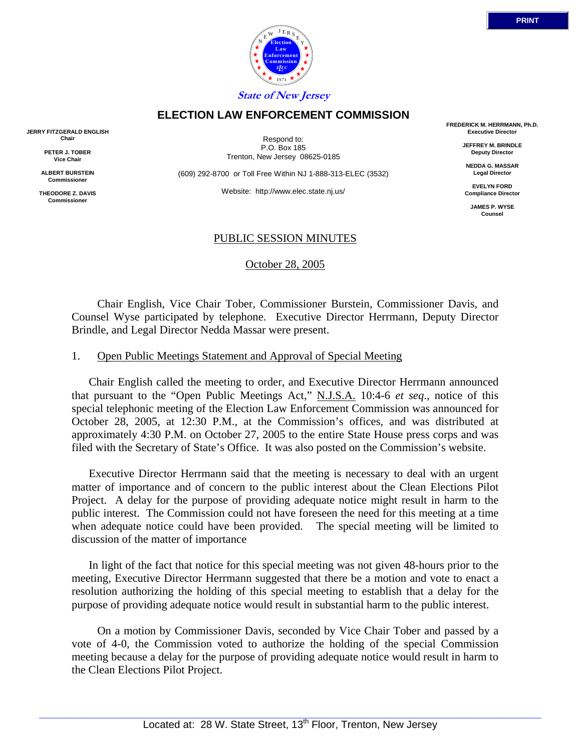**State of New Jersey**

## ELECTION LAW ENFORCEMENT COMMISSION

**JERRY FITZGERALD ENGLISH**
**Chair**

**PETER J. TOBER**
**Vice Chair**

**ALBERT BURSTEIN**
**Commissioner**

**THEODORE Z. DAVIS**
**Commissioner**

Respond to:
P.O. Box 185
Trenton, New Jersey 08625-0185

(609) 292-8700 or Toll Free Within NJ 1-888-313-ELEC (3532)

Website: http://www.elec.state.nj.us/

**FREDERICK M. HERRMANN, Ph.D.**
**Executive Director**

**JEFFREY M. BRINDLE**
**Deputy Director**

**NEDDA G. MASSAR**
**Legal Director**

**EVELYN FORD**
**Compliance Director**

**JAMES P. WYSE**
**Counsel**

PUBLIC SESSION MINUTES

October 28, 2005

Chair English, Vice Chair Tober, Commissioner Burstein, Commissioner Davis, and Counsel Wyse participated by telephone. Executive Director Herrmann, Deputy Director Brindle, and Legal Director Nedda Massar were present.

1. Open Public Meetings Statement and Approval of Special Meeting

Chair English called the meeting to order, and Executive Director Herrmann announced that pursuant to the "Open Public Meetings Act," N.J.S.A. 10:4-6 *et seq*., notice of this special telephonic meeting of the Election Law Enforcement Commission was announced for October 28, 2005, at 12:30 P.M., at the Commission's offices, and was distributed at approximately 4:30 P.M. on October 27, 2005 to the entire State House press corps and was filed with the Secretary of State's Office. It was also posted on the Commission's website.

Executive Director Herrmann said that the meeting is necessary to deal with an urgent matter of importance and of concern to the public interest about the Clean Elections Pilot Project. A delay for the purpose of providing adequate notice might result in harm to the public interest. The Commission could not have foreseen the need for this meeting at a time when adequate notice could have been provided. The special meeting will be limited to discussion of the matter of importance

In light of the fact that notice for this special meeting was not given 48-hours prior to the meeting, Executive Director Herrmann suggested that there be a motion and vote to enact a resolution authorizing the holding of this special meeting to establish that a delay for the purpose of providing adequate notice would result in substantial harm to the public interest.

On a motion by Commissioner Davis, seconded by Vice Chair Tober and passed by a vote of 4-0, the Commission voted to authorize the holding of the special Commission meeting because a delay for the purpose of providing adequate notice would result in harm to the Clean Elections Pilot Project.

Located at: 28 W. State Street, 13th Floor, Trenton, New Jersey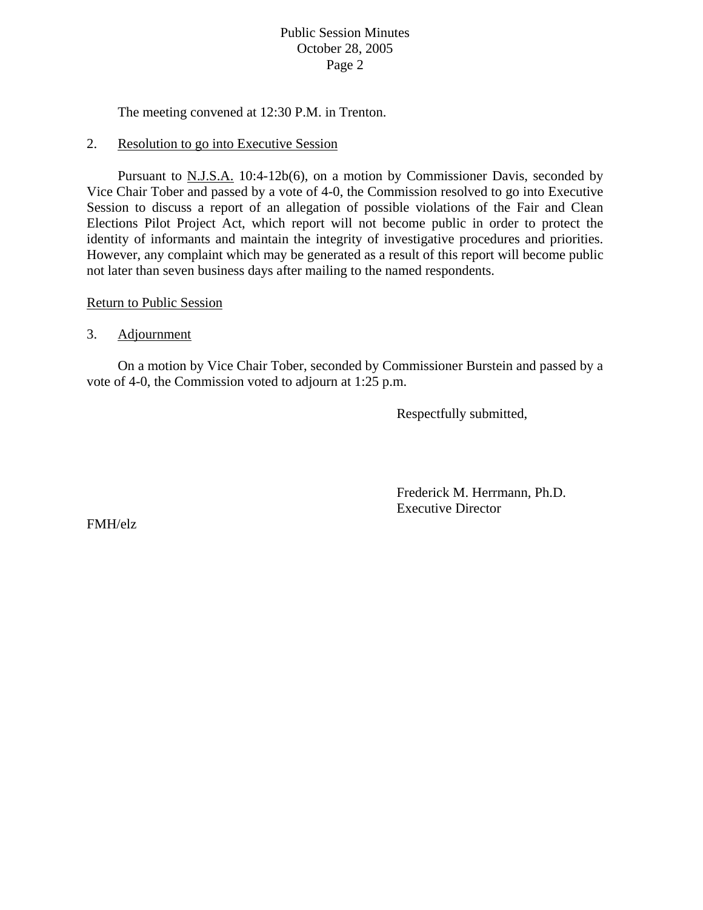The meeting convened at 12:30 P.M. in Trenton.

2. Resolution to go into Executive Session

Pursuant to N.J.S.A. 10:4-12b(6), on a motion by Commissioner Davis, seconded by Vice Chair Tober and passed by a vote of 4-0, the Commission resolved to go into Executive Session to discuss a report of an allegation of possible violations of the Fair and Clean Elections Pilot Project Act, which report will not become public in order to protect the identity of informants and maintain the integrity of investigative procedures and priorities. However, any complaint which may be generated as a result of this report will become public not later than seven business days after mailing to the named respondents.

Return to Public Session

3. Adjournment

On a motion by Vice Chair Tober, seconded by Commissioner Burstein and passed by a vote of 4-0, the Commission voted to adjourn at 1:25 p.m.

Respectfully submitted,

Frederick M. Herrmann, Ph.D.
Executive Director

FMH/elz